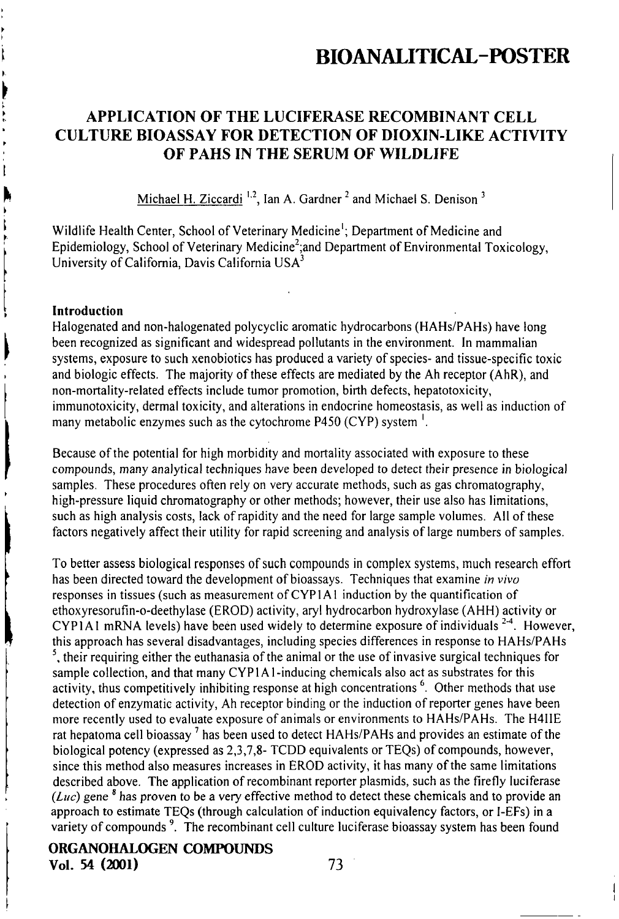# BIOANALITICAL-POSTER

## APPLICATION OF THE LUCIFERASE RECOMBINANT CELL CULTURE BIOASSAY FOR DETECTION OF DIOXIN-LIKE ACTIVITY OF PAHS IN THE SERUM OF WILDLIFE

Michael H. Ziccardi [1,2], Ian A. Gardner [2] and Michael S. Denison [3]

Wildlife Health Center, School of Veterinary Medicine[1]; Department of Medicine and Epidemiology, School of Veterinary Medicine[2];and Department of Environmental Toxicology, University of California, Davis California USA[3]

**Introduction**

Halogenated and non-halogenated polycyclic aromatic hydrocarbons (HAHs/PAHs) have long been recognized as significant and widespread pollutants in the environment. In mammalian systems, exposure to such xenobiotics has produced a variety of species- and tissue-specific toxic and biologic effects. The majority of these effects are mediated by the Ah receptor (AhR), and non-mortality-related effects include tumor promotion, birth defects, hepatotoxicity, immunotoxicity, dermal toxicity, and alterations in endocrine homeostasis, as well as induction of many metabolic enzymes such as the cytochrome P450 (CYP) system [1].

Because of the potential for high morbidity and mortality associated with exposure to these compounds, many analytical techniques have been developed to detect their presence in biological samples. These procedures often rely on very accurate methods, such as gas chromatography, high-pressure liquid chromatography or other methods; however, their use also has limitations, such as high analysis costs, lack of rapidity and the need for large sample volumes. All of these factors negatively affect their utility for rapid screening and analysis of large numbers of samples.

To better assess biological responses of such compounds in complex systems, much research effort has been directed toward the development of bioassays. Techniques that examine *in vivo* responses in tissues (such as measurement of CYP1A1 induction by the quantification of ethoxyresorufin-o-deethylase (EROD) activity, aryl hydrocarbon hydroxylase (AHH) activity or CYP1A1 mRNA levels) have been used widely to determine exposure of individuals [2-4]. However, this approach has several disadvantages, including species differences in response to HAHs/PAHs [5], their requiring either the euthanasia of the animal or the use of invasive surgical techniques for sample collection, and that many CYP1A1-inducing chemicals also act as substrates for this activity, thus competitively inhibiting response at high concentrations [6]. Other methods that use detection of enzymatic activity, Ah receptor binding or the induction of reporter genes have been more recently used to evaluate exposure of animals or environments to HAHs/PAHs. The H4IIE rat hepatoma cell bioassay [7] has been used to detect HAHs/PAHs and provides an estimate of the biological potency (expressed as 2,3,7,8- TCDD equivalents or TEQs) of compounds, however, since this method also measures increases in EROD activity, it has many of the same limitations described above. The application of recombinant reporter plasmids, such as the firefly luciferase (*Luc*) gene [8] has proven to be a very effective method to detect these chemicals and to provide an approach to estimate TEQs (through calculation of induction equivalency factors, or I-EFs) in a variety of compounds [9]. The recombinant cell culture luciferase bioassay system has been found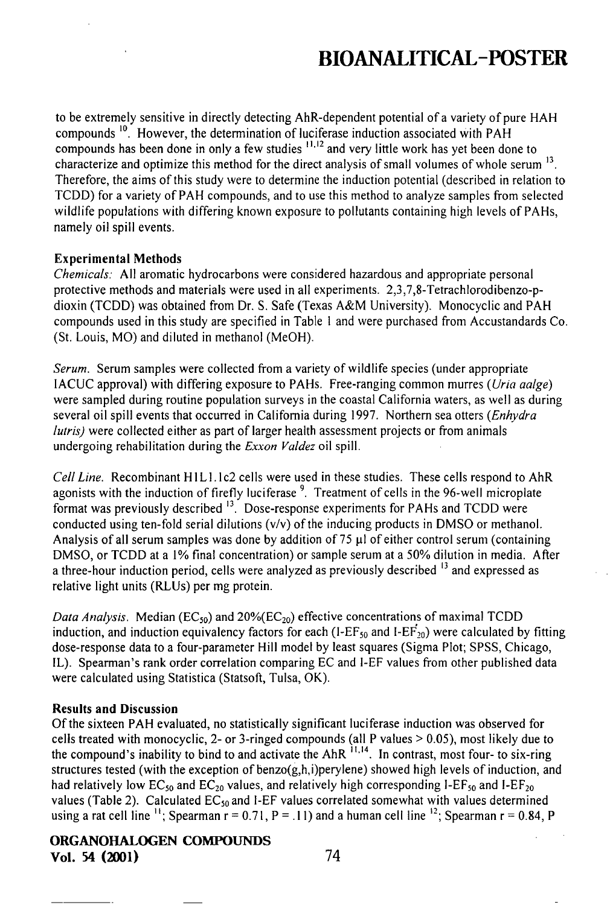to be extremely sensitive in directly detecting AhR-dependent potential of a variety of pure HAH compounds [10]. However, the determination of luciferase induction associated with PAH compounds has been done in only a few studies [11,12] and very little work has yet been done to characterize and optimize this method for the direct analysis of small volumes of whole serum [13]. Therefore, the aims of this study were to determine the induction potential (described in relation to TCDD) for a variety of PAH compounds, and to use this method to analyze samples from selected wildlife populations with differing known exposure to pollutants containing high levels of PAHs, namely oil spill events.

**Experimental Methods**

*Chemicals:* All aromatic hydrocarbons were considered hazardous and appropriate personal protective methods and materials were used in all experiments. 2,3,7,8-Tetrachlorodibenzo-p-dioxin (TCDD) was obtained from Dr. S. Safe (Texas A&M University). Monocyclic and PAH compounds used in this study are specified in Table 1 and were purchased from Accustandards Co. (St. Louis, MO) and diluted in methanol (MeOH).

*Serum.* Serum samples were collected from a variety of wildlife species (under appropriate IACUC approval) with differing exposure to PAHs. Free-ranging common murres (*Uria aalge*) were sampled during routine population surveys in the coastal California waters, as well as during several oil spill events that occurred in California during 1997. Northern sea otters (*Enhydra lutris*) were collected either as part of larger health assessment projects or from animals undergoing rehabilitation during the *Exxon Valdez* oil spill.

*Cell Line.* Recombinant H1L1.1c2 cells were used in these studies. These cells respond to AhR agonists with the induction of firefly luciferase [9]. Treatment of cells in the 96-well microplate format was previously described [13]. Dose-response experiments for PAHs and TCDD were conducted using ten-fold serial dilutions (v/v) of the inducing products in DMSO or methanol. Analysis of all serum samples was done by addition of 75 µl of either control serum (containing DMSO, or TCDD at a 1% final concentration) or sample serum at a 50% dilution in media. After a three-hour induction period, cells were analyzed as previously described [13] and expressed as relative light units (RLUs) per mg protein.

*Data Analysis.* Median ($EC_{50}$) and 20%($EC_{20}$) effective concentrations of maximal TCDD induction, and induction equivalency factors for each ($I\text{-}EF_{50}$ and $I\text{-}EF_{20}$) were calculated by fitting dose-response data to a four-parameter Hill model by least squares (Sigma Plot; SPSS, Chicago, IL). Spearman's rank order correlation comparing EC and I-EF values from other published data were calculated using Statistica (Statsoft, Tulsa, OK).

**Results and Discussion**

Of the sixteen PAH evaluated, no statistically significant luciferase induction was observed for cells treated with monocyclic, 2- or 3-ringed compounds (all P values > 0.05), most likely due to the compound's inability to bind to and activate the AhR [11,14]. In contrast, most four- to six-ring structures tested (with the exception of benzo(g,h,i)perylene) showed high levels of induction, and had relatively low $EC_{50}$ and $EC_{20}$ values, and relatively high corresponding $I\text{-}EF_{50}$ and $I\text{-}EF_{20}$ values (Table 2). Calculated $EC_{50}$ and I-EF values correlated somewhat with values determined using a rat cell line [11]; Spearman r = 0.71, P = .11) and a human cell line [12]; Spearman r = 0.84, P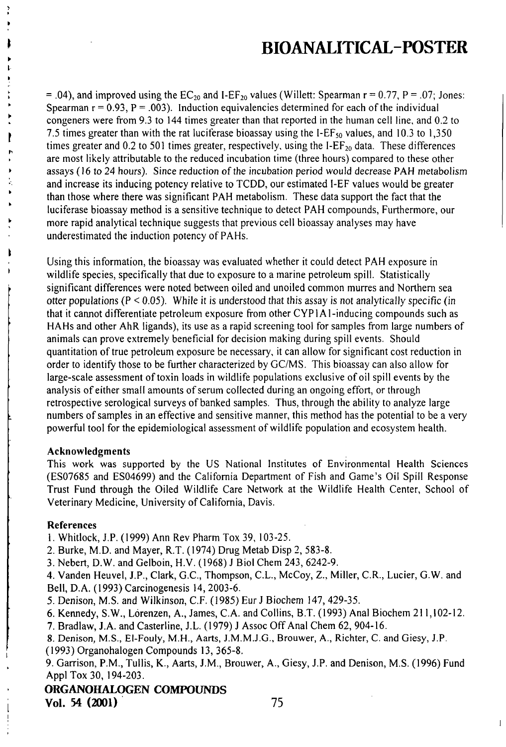= .04), and improved using the $EC_{20}$ and I-$EF_{20}$ values (Willett: Spearman r = 0.77, P = .07; Jones: Spearman r = 0.93, P = .003). Induction equivalencies determined for each of the individual congeners were from 9.3 to 144 times greater than that reported in the human cell line, and 0.2 to 7.5 times greater than with the rat luciferase bioassay using the I-$EF_{50}$ values, and 10.3 to 1,350 times greater and 0.2 to 501 times greater, respectively, using the I-$EF_{20}$ data. These differences are most likely attributable to the reduced incubation time (three hours) compared to these other assays (16 to 24 hours). *Since reduction of the incubation period would decrease PAH metabolism and increase its inducing potency relative to TCDD, our estimated I-EF values would be greater than those where there was significant PAH metabolism.* These data support the fact that the luciferase bioassay method is a sensitive technique to detect PAH compounds, Furthermore, our more rapid analytical technique suggests that previous cell bioassay analyses may have underestimated the induction potency of PAHs.

Using this information, the bioassay was evaluated whether it could detect PAH exposure in wildlife species, specifically that due to exposure to a marine petroleum spill. Statistically significant differences were noted between oiled and unoiled common murres and Northern sea otter populations ($P < 0.05$). *While it is understood that this assay is not analytically specific (in that it cannot differentiate petroleum exposure from other CYP1A1-inducing compounds such as HAHs and other AhR ligands),* its use as a rapid screening tool for samples from large numbers of animals can prove extremely beneficial for decision making during spill events. Should quantitation of true petroleum exposure be necessary, it can allow for significant cost reduction in order to identify those to be further characterized by GC/MS. This bioassay can also allow for large-scale assessment of toxin loads in wildlife populations exclusive of oil spill events by the analysis of either small amounts of serum collected during an ongoing effort, or through retrospective serological surveys of banked samples. Thus, through the ability to analyze large numbers of samples in an effective and sensitive manner, this method has the potential to be a very powerful tool for the epidemiological assessment of wildlife population and ecosystem health.

### Acknowledgments

This work was supported by the US National Institutes of Environmental Health Sciences (ES07685 and ES04699) and the California Department of Fish and Game's Oil Spill Response Trust Fund through the Oiled Wildlife Care Network at the Wildlife Health Center, School of Veterinary Medicine, University of California, Davis.

### References

1. Whitlock, J.P. (1999) Ann Rev Pharm Tox 39, 103-25.
2. Burke, M.D. and Mayer, R.T. (1974) Drug Metab Disp 2, 583-8.
3. Nebert, D.W. and Gelboin, H.V. (1968) J Biol Chem 243, 6242-9.
4. Vanden Heuvel, J.P., Clark, G.C., Thompson, C.L., McCoy, Z., Miller, C.R., Lucier, G.W. and Bell, D.A. (1993) Carcinogenesis 14, 2003-6.
5. Denison, M.S. and Wilkinson, C.F. (1985) Eur J Biochem 147, 429-35.
6. Kennedy, S.W., Lorenzen, A., James, C.A. and Collins, B.T. (1993) Anal Biochem 211,102-12.
7. Bradlaw, J.A. and Casterline, J.L. (1979) J Assoc Off Anal Chem 62, 904-16.
8. Denison, M.S., El-Fouly, M.H., Aarts, J.M.M.J.G., Brouwer, A., Richter, C. and Giesy, J.P. (1993) Organohalogen Compounds 13, 365-8.
9. Garrison, P.M., Tullis, K., Aarts, J.M., Brouwer, A., Giesy, J.P. and Denison, M.S. (1996) Fund Appl Tox 30, 194-203.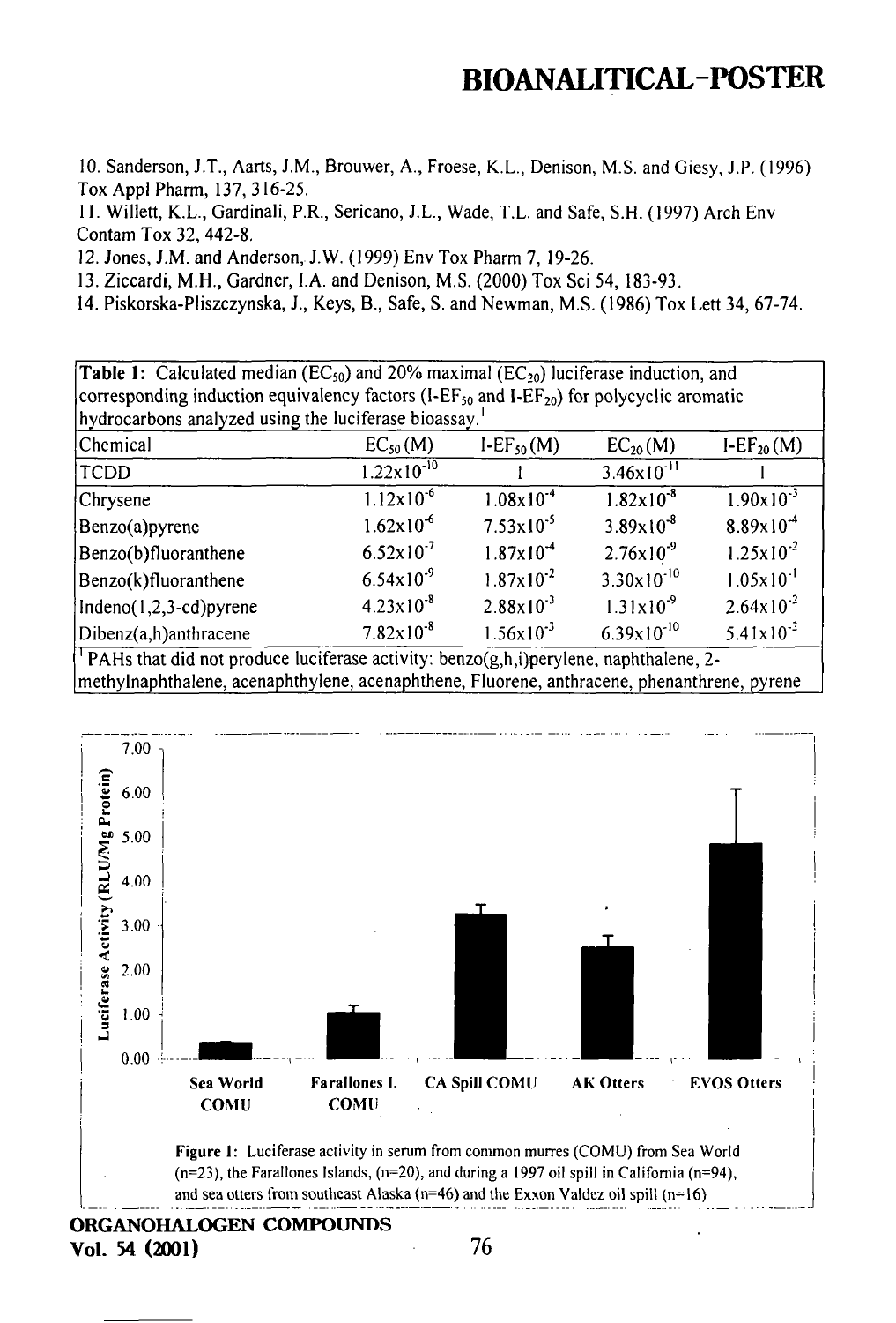10. Sanderson, J.T., Aarts, J.M., Brouwer, A., Froese, K.L., Denison, M.S. and Giesy, J.P. (1996) Tox Appl Pharm, 137, 316-25.

11. Willett, K.L., Gardinali, P.R., Sericano, J.L., Wade, T.L. and Safe, S.H. (1997) Arch Env Contam Tox 32, 442-8.

12. Jones, J.M. and Anderson, J.W. (1999) Env Tox Pharm 7, 19-26.

13. Ziccardi, M.H., Gardner, I.A. and Denison, M.S. (2000) Tox Sci 54, 183-93.

14. Piskorska-Pliszczynska, J., Keys, B., Safe, S. and Newman, M.S. (1986) Tox Lett 34, 67-74.

**Table 1:** Calculated median ($EC_{50}$) and 20% maximal ($EC_{20}$) luciferase induction, and corresponding induction equivalency factors ($I\text{-}EF_{50}$ and $I\text{-}EF_{20}$) for polycyclic aromatic hydrocarbons analyzed using the luciferase bioassay.[1]

| Chemical | $EC_{50}$ (M) | $I\text{-}EF_{50}$ (M) | $EC_{20}$ (M) | $I\text{-}EF_{20}$ (M) |
|---|---|---|---|---|
| TCDD | $1.22\times10^{-10}$ | 1 | $3.46\times10^{-11}$ | 1 |
| Chrysene | $1.12\times10^{-6}$ | $1.08\times10^{-4}$ | $1.82\times10^{-8}$ | $1.90\times10^{-3}$ |
| Benzo(a)pyrene | $1.62\times10^{-6}$ | $7.53\times10^{-5}$ | $3.89\times10^{-8}$ | $8.89\times10^{-4}$ |
| Benzo(b)fluoranthene | $6.52\times10^{-7}$ | $1.87\times10^{-4}$ | $2.76\times10^{-9}$ | $1.25\times10^{-2}$ |
| Benzo(k)fluoranthene | $6.54\times10^{-9}$ | $1.87\times10^{-2}$ | $3.30\times10^{-10}$ | $1.05\times10^{-1}$ |
| Indeno(1,2,3-cd)pyrene | $4.23\times10^{-8}$ | $2.88\times10^{-3}$ | $1.31\times10^{-9}$ | $2.64\times10^{-2}$ |
| Dibenz(a,h)anthracene | $7.82\times10^{-8}$ | $1.56\times10^{-3}$ | $6.39\times10^{-10}$ | $5.41\times10^{-2}$ |

[1] PAHs that did not produce luciferase activity: benzo(g,h,i)perylene, naphthalene, 2-methylnaphthalene, acenaphthylene, acenaphthene, Fluorene, anthracene, phenanthrene, pyrene

Luciferase Activity (RLU/Mg Protein)

7.00
6.00
5.00
4.00
3.00
2.00
1.00
0.00

Sea World COMU
Farallones I. COMU
CA Spill COMU
AK Otters
EVOS Otters

Figure 1: Luciferase activity in serum from common murres (COMU) from Sea World (n=23), the Farallones Islands, (n=20), and during a 1997 oil spill in California (n=94), and sea otters from southeast Alaska (n=46) and the Exxon Valdez oil spill (n=16)